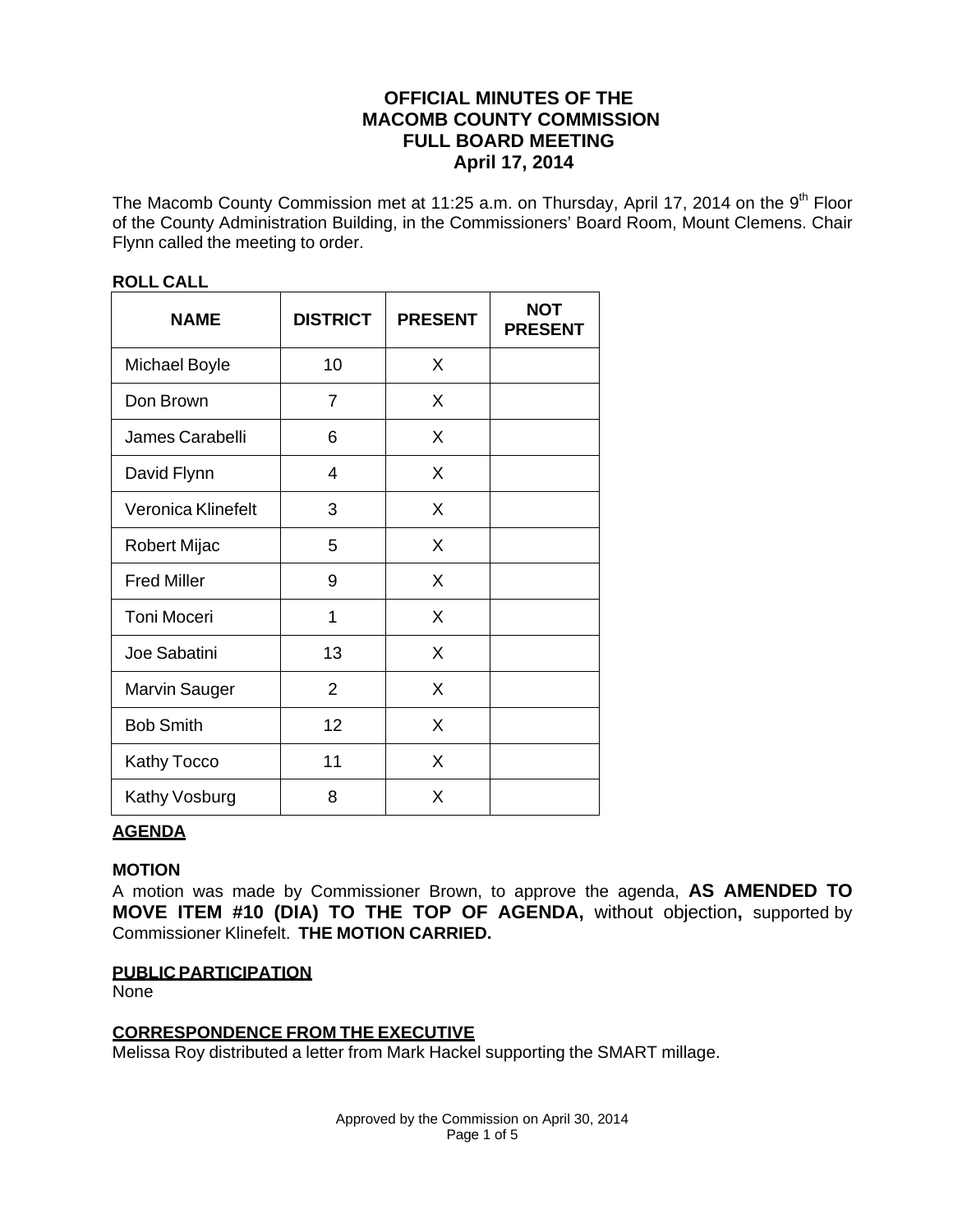# OFFICIAL MINUTES OF THE MACOMB COUNTY COMMISSION FULL BOARD MEETING April 17, 2014

The Macomb County Commission met at 11:25 a.m. on Thursday, April 17, 2014 on the 9th Floor of the County Administration Building, in the Commissioners' Board Room, Mount Clemens. Chair Flynn called the meeting to order.

**ROLL CALL**

| NAME | DISTRICT | PRESENT | NOT PRESENT |
|---|---|---|---|
| Michael Boyle | 10 | X | |
| Don Brown | 7 | X | |
| James Carabelli | 6 | X | |
| David Flynn | 4 | X | |
| Veronica Klinefelt | 3 | X | |
| Robert Mijac | 5 | X | |
| Fred Miller | 9 | X | |
| Toni Moceri | 1 | X | |
| Joe Sabatini | 13 | X | |
| Marvin Sauger | 2 | X | |
| Bob Smith | 12 | X | |
| Kathy Tocco | 11 | X | |
| Kathy Vosburg | 8 | X | |

**AGENDA**

**MOTION**

A motion was made by Commissioner Brown, to approve the agenda, **AS AMENDED TO MOVE ITEM #10 (DIA) TO THE TOP OF AGENDA,** without objection**,** supported by Commissioner Klinefelt. **THE MOTION CARRIED.**

**PUBLIC PARTICIPATION**

None

**CORRESPONDENCE FROM THE EXECUTIVE**

Melissa Roy distributed a letter from Mark Hackel supporting the SMART millage.

Approved by the Commission on April 30, 2014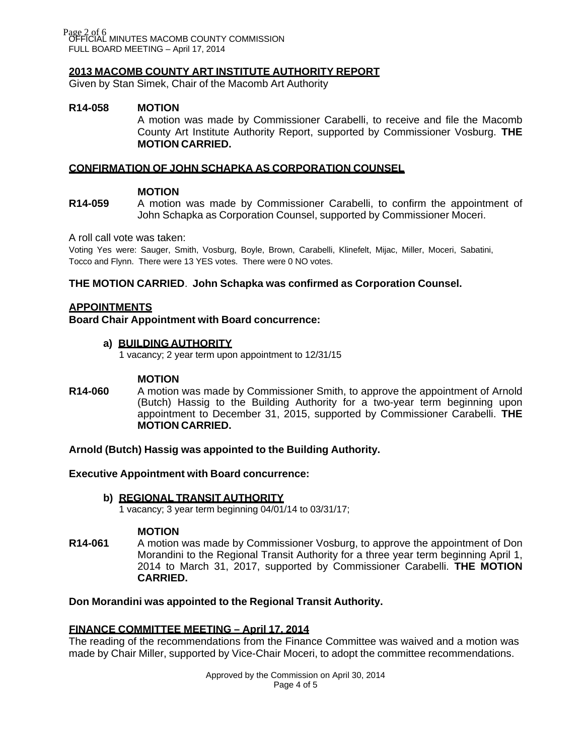## 2013 MACOMB COUNTY ART INSTITUTE AUTHORITY REPORT

Given by Stan Simek, Chair of the Macomb Art Authority

**R14-058 MOTION**

A motion was made by Commissioner Carabelli, to receive and file the Macomb County Art Institute Authority Report, supported by Commissioner Vosburg. **THE MOTION CARRIED.**

## CONFIRMATION OF JOHN SCHAPKA AS CORPORATION COUNSEL

**MOTION**

**R14-059** A motion was made by Commissioner Carabelli, to confirm the appointment of John Schapka as Corporation Counsel, supported by Commissioner Moceri.

A roll call vote was taken:

Voting Yes were: Sauger, Smith, Vosburg, Boyle, Brown, Carabelli, Klinefelt, Mijac, Miller, Moceri, Sabatini, Tocco and Flynn. There were 13 YES votes. There were 0 NO votes.

**THE MOTION CARRIED. John Schapka was confirmed as Corporation Counsel.**

## APPOINTMENTS

**Board Chair Appointment with Board concurrence:**

**a) BUILDING AUTHORITY**

1 vacancy; 2 year term upon appointment to 12/31/15

**MOTION**

**R14-060** A motion was made by Commissioner Smith, to approve the appointment of Arnold (Butch) Hassig to the Building Authority for a two-year term beginning upon appointment to December 31, 2015, supported by Commissioner Carabelli. **THE MOTION CARRIED.**

**Arnold (Butch) Hassig was appointed to the Building Authority.**

**Executive Appointment with Board concurrence:**

**b) REGIONAL TRANSIT AUTHORITY**

1 vacancy; 3 year term beginning 04/01/14 to 03/31/17;

**MOTION**

**R14-061** A motion was made by Commissioner Vosburg, to approve the appointment of Don Morandini to the Regional Transit Authority for a three year term beginning April 1, 2014 to March 31, 2017, supported by Commissioner Carabelli. **THE MOTION CARRIED.**

**Don Morandini was appointed to the Regional Transit Authority.**

## FINANCE COMMITTEE MEETING – April 17, 2014

The reading of the recommendations from the Finance Committee was waived and a motion was made by Chair Miller, supported by Vice-Chair Moceri, to adopt the committee recommendations.

Approved by the Commission on April 30, 2014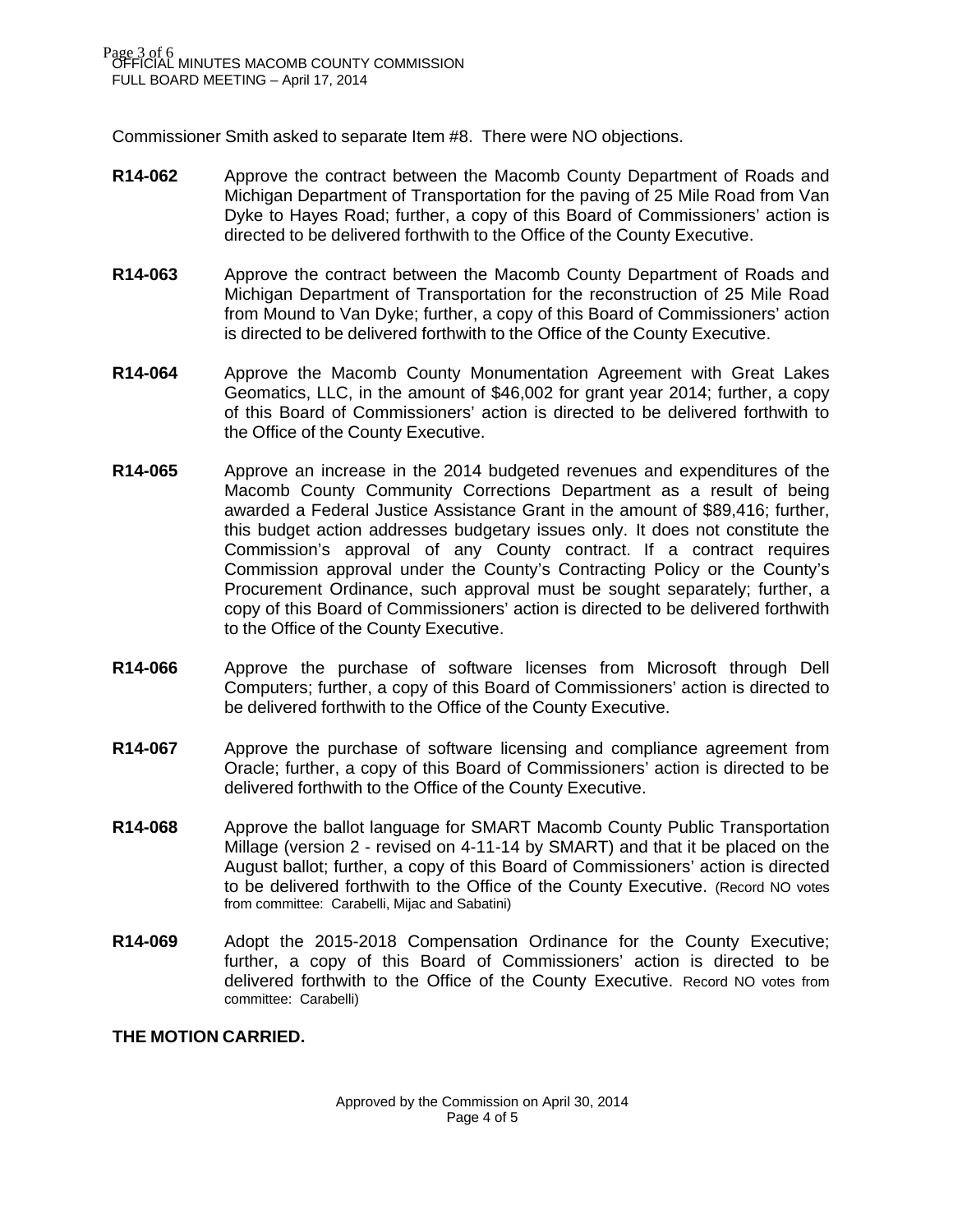Commissioner Smith asked to separate Item #8. There were NO objections.

**R14-062** Approve the contract between the Macomb County Department of Roads and Michigan Department of Transportation for the paving of 25 Mile Road from Van Dyke to Hayes Road; further, a copy of this Board of Commissioners' action is directed to be delivered forthwith to the Office of the County Executive.

**R14-063** Approve the contract between the Macomb County Department of Roads and Michigan Department of Transportation for the reconstruction of 25 Mile Road from Mound to Van Dyke; further, a copy of this Board of Commissioners' action is directed to be delivered forthwith to the Office of the County Executive.

**R14-064** Approve the Macomb County Monumentation Agreement with Great Lakes Geomatics, LLC, in the amount of $46,002 for grant year 2014; further, a copy of this Board of Commissioners' action is directed to be delivered forthwith to the Office of the County Executive.

**R14-065** Approve an increase in the 2014 budgeted revenues and expenditures of the Macomb County Community Corrections Department as a result of being awarded a Federal Justice Assistance Grant in the amount of $89,416; further, this budget action addresses budgetary issues only. It does not constitute the Commission's approval of any County contract. If a contract requires Commission approval under the County's Contracting Policy or the County's Procurement Ordinance, such approval must be sought separately; further, a copy of this Board of Commissioners' action is directed to be delivered forthwith to the Office of the County Executive.

**R14-066** Approve the purchase of software licenses from Microsoft through Dell Computers; further, a copy of this Board of Commissioners' action is directed to be delivered forthwith to the Office of the County Executive.

**R14-067** Approve the purchase of software licensing and compliance agreement from Oracle; further, a copy of this Board of Commissioners' action is directed to be delivered forthwith to the Office of the County Executive.

**R14-068** Approve the ballot language for SMART Macomb County Public Transportation Millage (version 2 - revised on 4-11-14 by SMART) and that it be placed on the August ballot; further, a copy of this Board of Commissioners' action is directed to be delivered forthwith to the Office of the County Executive. (Record NO votes from committee: Carabelli, Mijac and Sabatini)

**R14-069** Adopt the 2015-2018 Compensation Ordinance for the County Executive; further, a copy of this Board of Commissioners' action is directed to be delivered forthwith to the Office of the County Executive. Record NO votes from committee: Carabelli)

**THE MOTION CARRIED.**

Approved by the Commission on April 30, 2014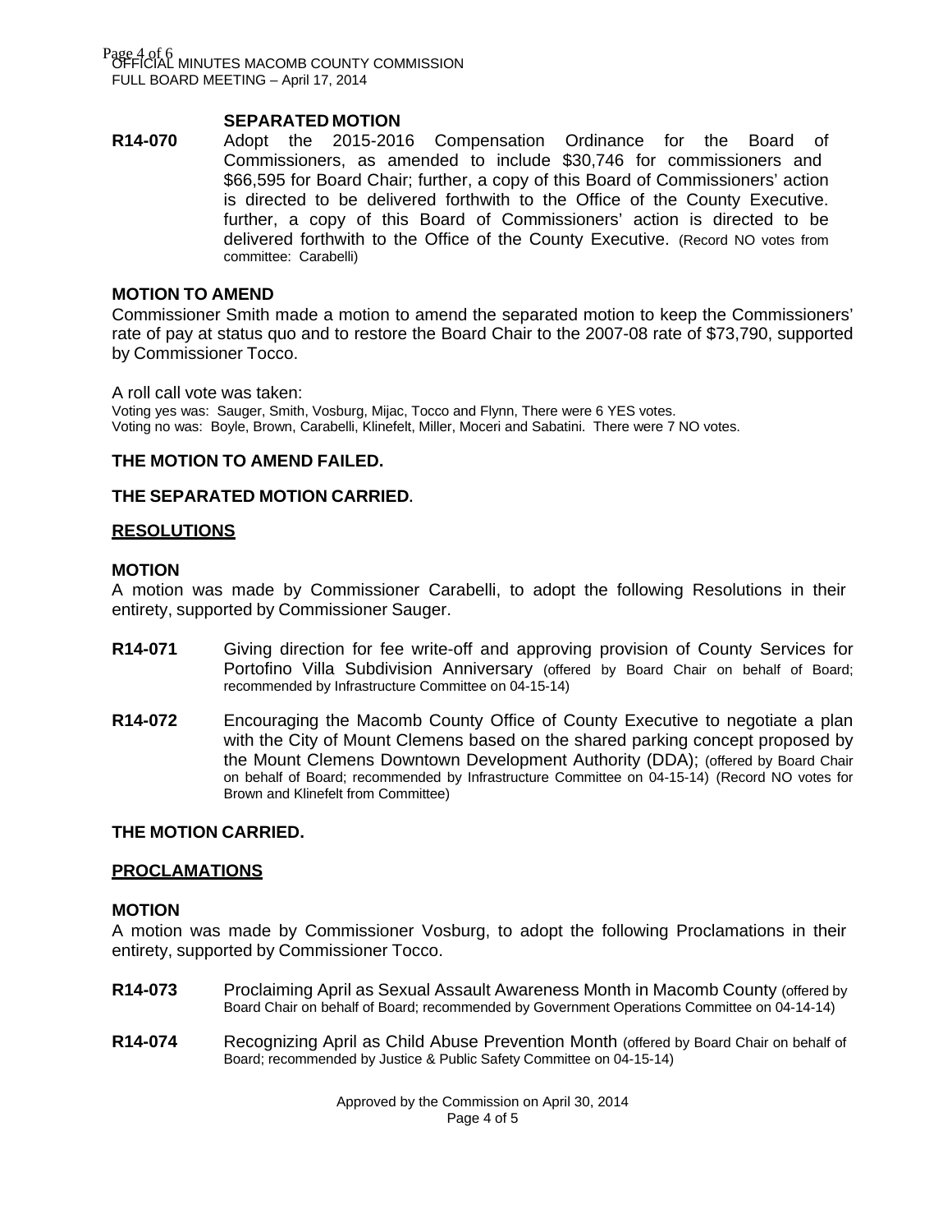**SEPARATED MOTION**

**R14-070** Adopt the 2015-2016 Compensation Ordinance for the Board of Commissioners, as amended to include \$30,746 for commissioners and \$66,595 for Board Chair; further, a copy of this Board of Commissioners' action is directed to be delivered forthwith to the Office of the County Executive. further, a copy of this Board of Commissioners' action is directed to be delivered forthwith to the Office of the County Executive. (Record NO votes from committee: Carabelli)

**MOTION TO AMEND**

Commissioner Smith made a motion to amend the separated motion to keep the Commissioners' rate of pay at status quo and to restore the Board Chair to the 2007-08 rate of \$73,790, supported by Commissioner Tocco.

A roll call vote was taken:

Voting yes was: Sauger, Smith, Vosburg, Mijac, Tocco and Flynn, There were 6 YES votes.
Voting no was: Boyle, Brown, Carabelli, Klinefelt, Miller, Moceri and Sabatini. There were 7 NO votes.

**THE MOTION TO AMEND FAILED.**

**THE SEPARATED MOTION CARRIED.**

## RESOLUTIONS

**MOTION**

A motion was made by Commissioner Carabelli, to adopt the following Resolutions in their entirety, supported by Commissioner Sauger.

**R14-071** Giving direction for fee write-off and approving provision of County Services for Portofino Villa Subdivision Anniversary (offered by Board Chair on behalf of Board; recommended by Infrastructure Committee on 04-15-14)

**R14-072** Encouraging the Macomb County Office of County Executive to negotiate a plan with the City of Mount Clemens based on the shared parking concept proposed by the Mount Clemens Downtown Development Authority (DDA); (offered by Board Chair on behalf of Board; recommended by Infrastructure Committee on 04-15-14) (Record NO votes for Brown and Klinefelt from Committee)

**THE MOTION CARRIED.**

## PROCLAMATIONS

**MOTION**

A motion was made by Commissioner Vosburg, to adopt the following Proclamations in their entirety, supported by Commissioner Tocco.

**R14-073** Proclaiming April as Sexual Assault Awareness Month in Macomb County (offered by Board Chair on behalf of Board; recommended by Government Operations Committee on 04-14-14)

**R14-074** Recognizing April as Child Abuse Prevention Month (offered by Board Chair on behalf of Board; recommended by Justice & Public Safety Committee on 04-15-14)

Approved by the Commission on April 30, 2014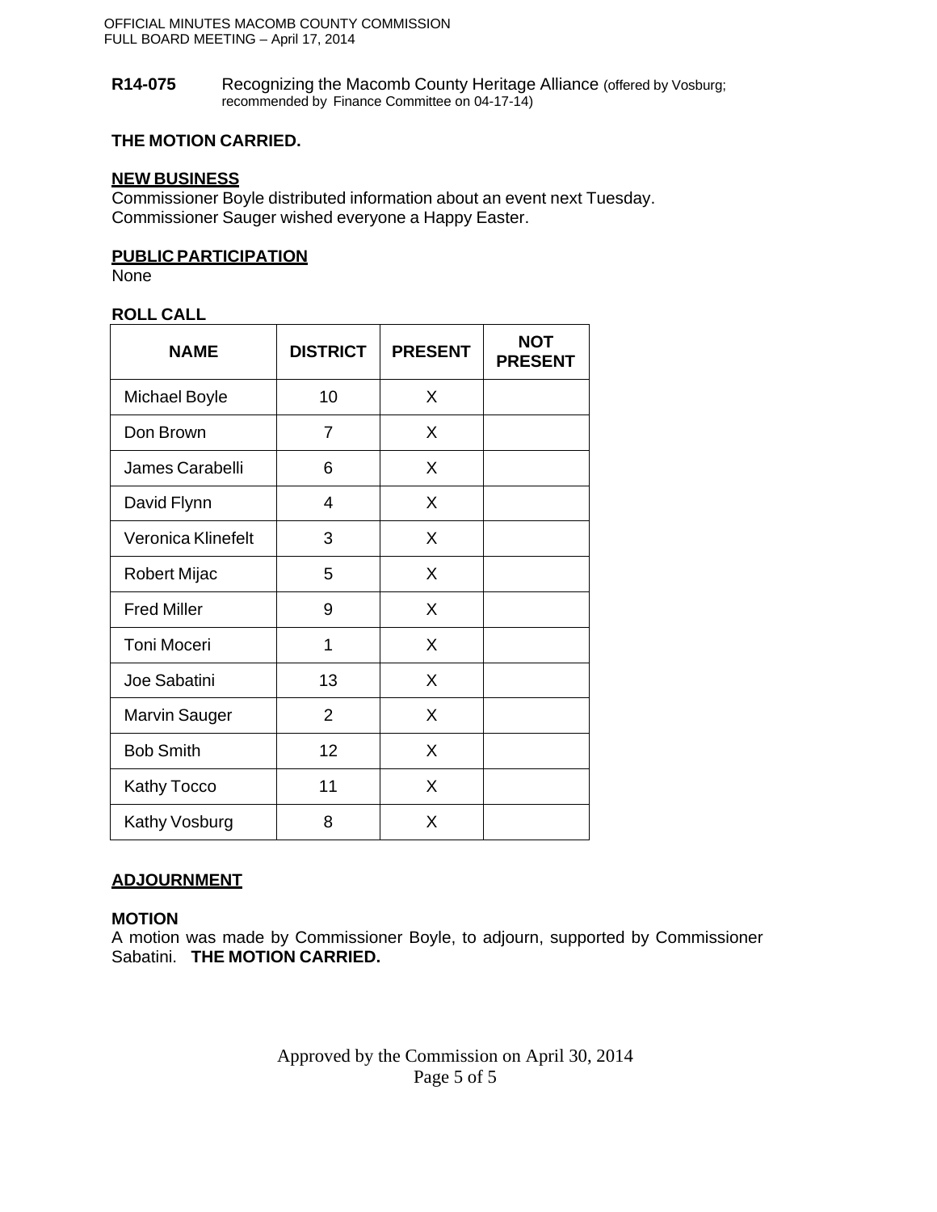**R14-075** Recognizing the Macomb County Heritage Alliance (offered by Vosburg; recommended by Finance Committee on 04-17-14)

**THE MOTION CARRIED.**

**NEW BUSINESS**

Commissioner Boyle distributed information about an event next Tuesday.
Commissioner Sauger wished everyone a Happy Easter.

**PUBLIC PARTICIPATION**

None

**ROLL CALL**

| NAME | DISTRICT | PRESENT | NOT PRESENT |
|---|---|---|---|
| Michael Boyle | 10 | X | |
| Don Brown | 7 | X | |
| James Carabelli | 6 | X | |
| David Flynn | 4 | X | |
| Veronica Klinefelt | 3 | X | |
| Robert Mijac | 5 | X | |
| Fred Miller | 9 | X | |
| Toni Moceri | 1 | X | |
| Joe Sabatini | 13 | X | |
| Marvin Sauger | 2 | X | |
| Bob Smith | 12 | X | |
| Kathy Tocco | 11 | X | |
| Kathy Vosburg | 8 | X | |

**ADJOURNMENT**

**MOTION**

A motion was made by Commissioner Boyle, to adjourn, supported by Commissioner Sabatini. **THE MOTION CARRIED.**

Approved by the Commission on April 30, 2014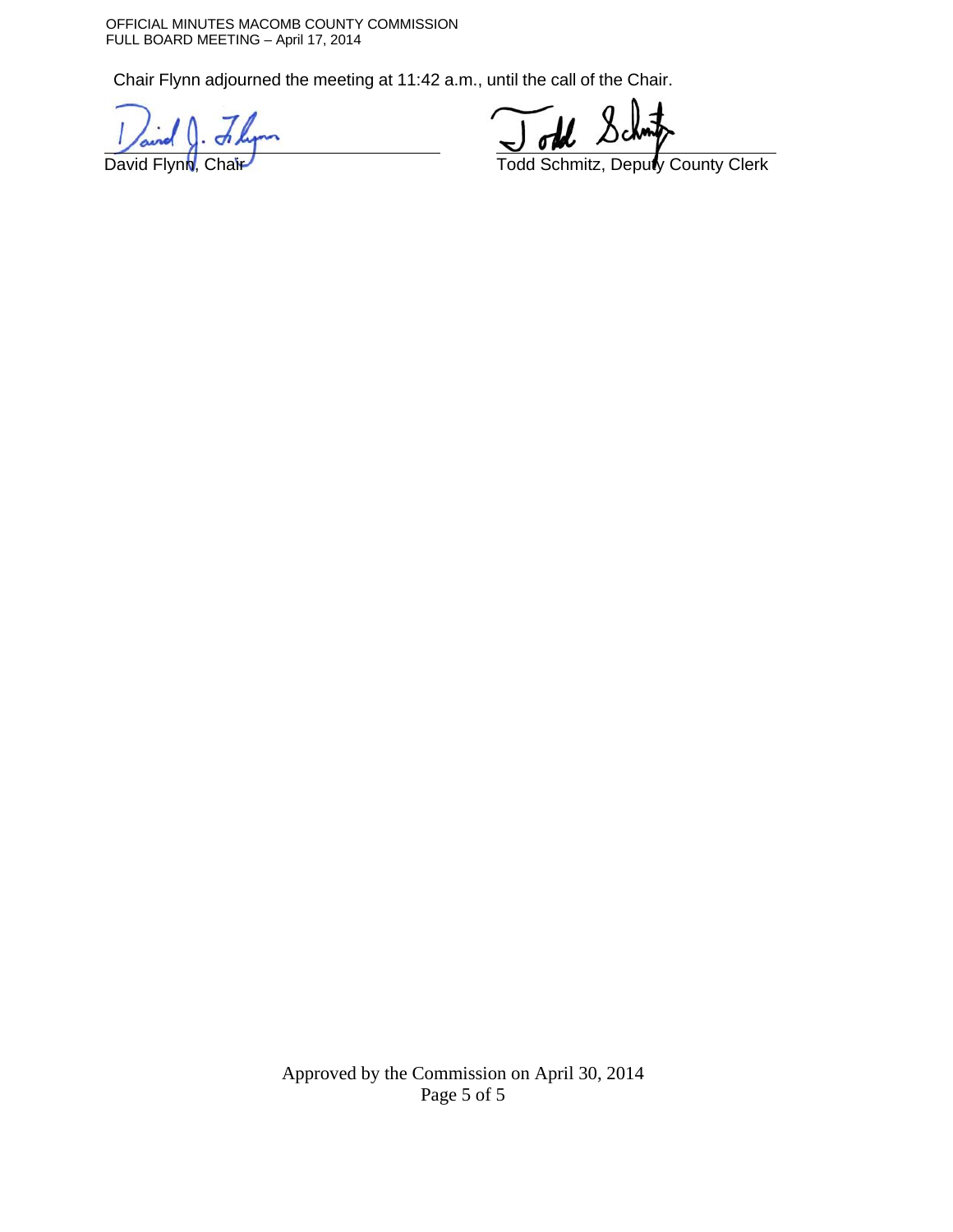Chair Flynn adjourned the meeting at 11:42 a.m., until the call of the Chair.

David Flynn, Chair

Todd Schmitz, Deputy County Clerk

Approved by the Commission on April 30, 2014